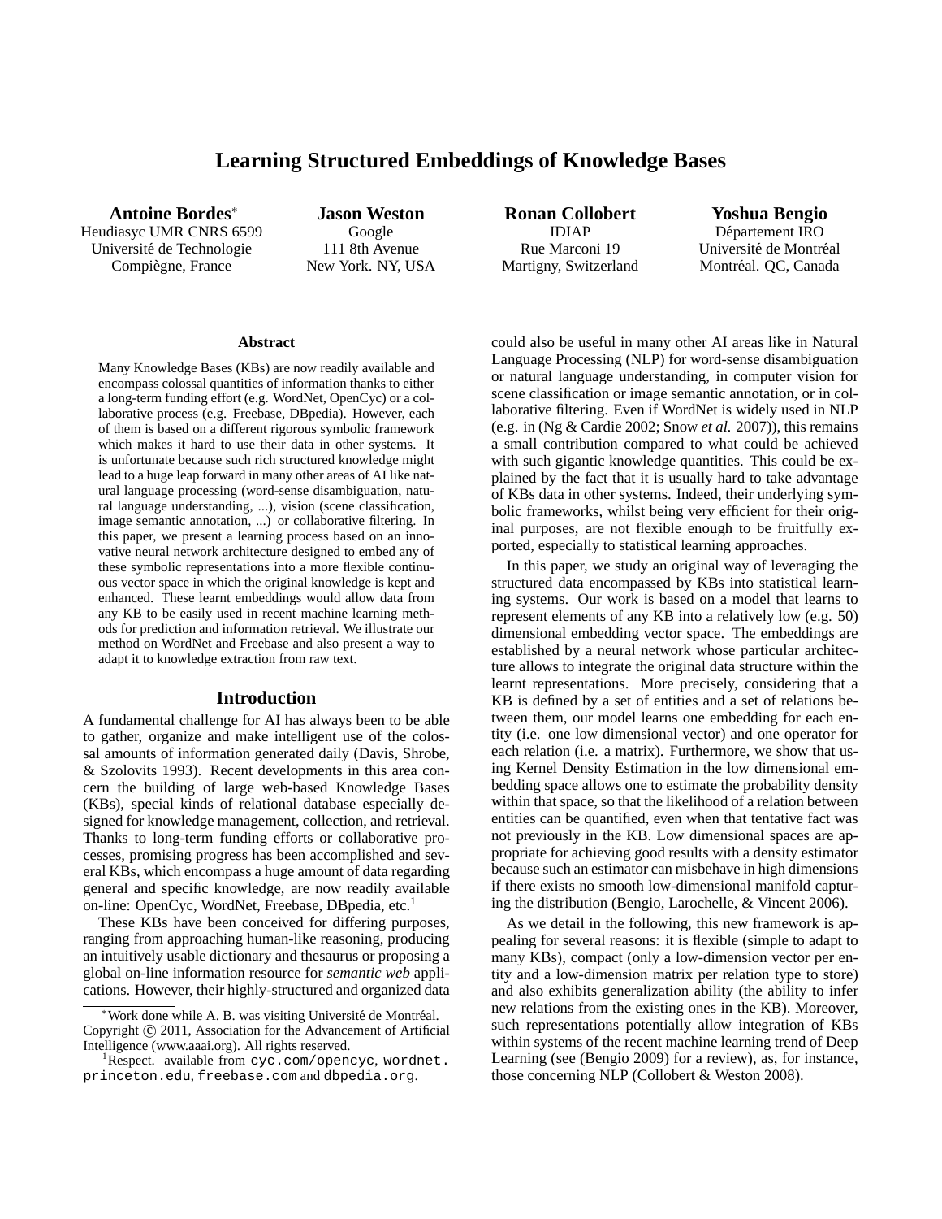# Learning Structured Embeddings of Knowledge Bases

**Antoine Bordes**[*]
Heudiasyc UMR CNRS 6599
Université de Technologie
Compiègne, France

**Jason Weston**
Google
111 8th Avenue
New York. NY, USA

**Ronan Collobert**
IDIAP
Rue Marconi 19
Martigny, Switzerland

**Yoshua Bengio**
Département IRO
Université de Montréal
Montréal. QC, Canada

### Abstract

Many Knowledge Bases (KBs) are now readily available and encompass colossal quantities of information thanks to either a long-term funding effort (e.g. WordNet, OpenCyc) or a collaborative process (e.g. Freebase, DBpedia). However, each of them is based on a different rigorous symbolic framework which makes it hard to use their data in other systems. It is unfortunate because such rich structured knowledge might lead to a huge leap forward in many other areas of AI like natural language processing (word-sense disambiguation, natural language understanding, ...), vision (scene classification, image semantic annotation, ...) or collaborative filtering. In this paper, we present a learning process based on an innovative neural network architecture designed to embed any of these symbolic representations into a more flexible continuous vector space in which the original knowledge is kept and enhanced. These learnt embeddings would allow data from any KB to be easily used in recent machine learning methods for prediction and information retrieval. We illustrate our method on WordNet and Freebase and also present a way to adapt it to knowledge extraction from raw text.

## Introduction

A fundamental challenge for AI has always been to be able to gather, organize and make intelligent use of the colossal amounts of information generated daily (Davis, Shrobe, & Szolovits 1993). Recent developments in this area concern the building of large web-based Knowledge Bases (KBs), special kinds of relational database especially designed for knowledge management, collection, and retrieval. Thanks to long-term funding efforts or collaborative processes, promising progress has been accomplished and several KBs, which encompass a huge amount of data regarding general and specific knowledge, are now readily available on-line: OpenCyc, WordNet, Freebase, DBpedia, etc.[1]

These KBs have been conceived for differing purposes, ranging from approaching human-like reasoning, producing an intuitively usable dictionary and thesaurus or proposing a global on-line information resource for *semantic web* applications. However, their highly-structured and organized data could also be useful in many other AI areas like in Natural Language Processing (NLP) for word-sense disambiguation or natural language understanding, in computer vision for scene classification or image semantic annotation, or in collaborative filtering. Even if WordNet is widely used in NLP (e.g. in (Ng & Cardie 2002; Snow *et al.* 2007)), this remains a small contribution compared to what could be achieved with such gigantic knowledge quantities. This could be explained by the fact that it is usually hard to take advantage of KBs data in other systems. Indeed, their underlying symbolic frameworks, whilst being very efficient for their original purposes, are not flexible enough to be fruitfully exported, especially to statistical learning approaches.

In this paper, we study an original way of leveraging the structured data encompassed by KBs into statistical learning systems. Our work is based on a model that learns to represent elements of any KB into a relatively low (e.g. 50) dimensional embedding vector space. The embeddings are established by a neural network whose particular architecture allows to integrate the original data structure within the learnt representations. More precisely, considering that a KB is defined by a set of entities and a set of relations between them, our model learns one embedding for each entity (i.e. one low dimensional vector) and one operator for each relation (i.e. a matrix). Furthermore, we show that using Kernel Density Estimation in the low dimensional embedding space allows one to estimate the probability density within that space, so that the likelihood of a relation between entities can be quantified, even when that tentative fact was not previously in the KB. Low dimensional spaces are appropriate for achieving good results with a density estimator because such an estimator can misbehave in high dimensions if there exists no smooth low-dimensional manifold capturing the distribution (Bengio, Larochelle, & Vincent 2006).

As we detail in the following, this new framework is appealing for several reasons: it is flexible (simple to adapt to many KBs), compact (only a low-dimension vector per entity and a low-dimension matrix per relation type to store) and also exhibits generalization ability (the ability to infer new relations from the existing ones in the KB). Moreover, such representations potentially allow integration of KBs within systems of the recent machine learning trend of Deep Learning (see (Bengio 2009) for a review), as, for instance, those concerning NLP (Collobert & Weston 2008).

---

[*] Work done while A. B. was visiting Université de Montréal.
Copyright © 2011, Association for the Advancement of Artificial Intelligence (www.aaai.org). All rights reserved.

[1] Respect. available from `cyc.com/opencyc`, `wordnet.princeton.edu`, `freebase.com` and `dbpedia.org`.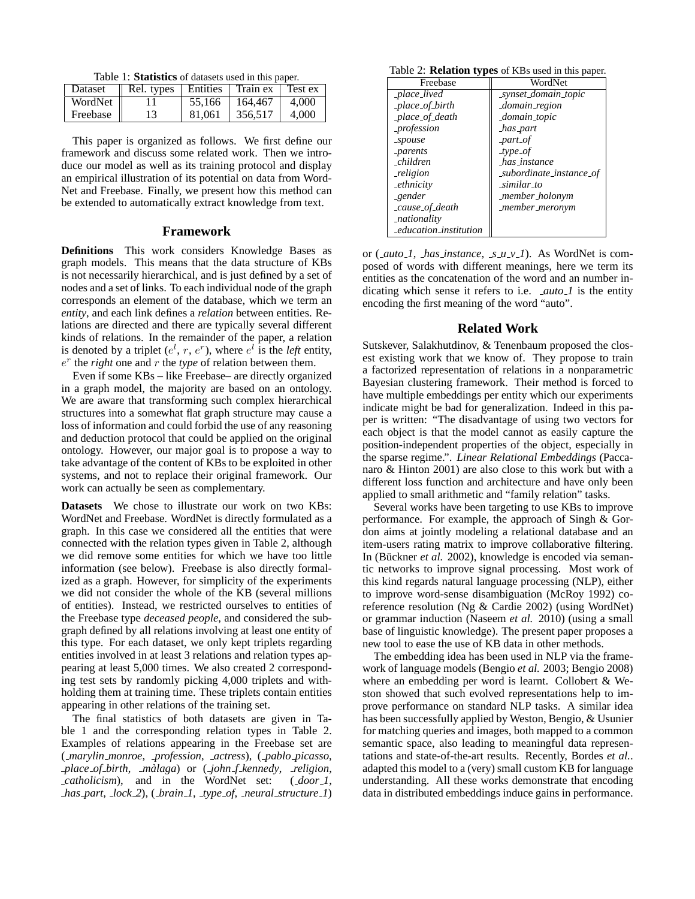Table 1: **Statistics** of datasets used in this paper.

| Dataset | Rel. types | Entities | Train ex | Test ex |
|---|---|---|---|---|
| WordNet | 11 | 55,166 | 164,467 | 4,000 |
| Freebase | 13 | 81,061 | 356,517 | 4,000 |

This paper is organized as follows. We first define our framework and discuss some related work. Then we introduce our model as well as its training protocol and display an empirical illustration of its potential on data from WordNet and Freebase. Finally, we present how this method can be extended to automatically extract knowledge from text.

## Framework

**Definitions** This work considers Knowledge Bases as graph models. This means that the data structure of KBs is not necessarily hierarchical, and is just defined by a set of nodes and a set of links. To each individual node of the graph corresponds an element of the database, which we term an *entity*, and each link defines a *relation* between entities. Relations are directed and there are typically several different kinds of relations. In the remainder of the paper, a relation is denoted by a triplet ($e^l$, $r$, $e^r$), where $e^l$ is the *left* entity, $e^r$ the *right* one and $r$ the *type* of relation between them.

Even if some KBs – like Freebase– are directly organized in a graph model, the majority are based on an ontology. We are aware that transforming such complex hierarchical structures into a somewhat flat graph structure may cause a loss of information and could forbid the use of any reasoning and deduction protocol that could be applied on the original ontology. However, our major goal is to propose a way to take advantage of the content of KBs to be exploited in other systems, and not to replace their original framework. Our work can actually be seen as complementary.

**Datasets** We chose to illustrate our work on two KBs: WordNet and Freebase. WordNet is directly formulated as a graph. In this case we considered all the entities that were connected with the relation types given in Table 2, although we did remove some entities for which we have too little information (see below). Freebase is also directly formalized as a graph. However, for simplicity of the experiments we did not consider the whole of the KB (several millions of entities). Instead, we restricted ourselves to entities of the Freebase type *deceased people*, and considered the subgraph defined by all relations involving at least one entity of this type. For each dataset, we only kept triplets regarding entities involved in at least 3 relations and relation types appearing at least 5,000 times. We also created 2 corresponding test sets by randomly picking 4,000 triplets and withholding them at training time. These triplets contain entities appearing in other relations of the training set.

The final statistics of both datasets are given in Table 1 and the corresponding relation types in Table 2. Examples of relations appearing in the Freebase set are (*_marylin_monroe*, *_profession*, *_actress*), (*_pablo_picasso*, *_place_of_birth*, *_màlaga*) or (*_john_f_kennedy*, *_religion*, *_catholicism*), and in the WordNet set: (*_door_1*, *_has_part*, *_lock_2*), (*_brain_1*, *_type_of*, *_neural_structure_1*) or (*_auto_1*, *_has_instance*, *_s_u_v_1*). As WordNet is composed of words with different meanings, here we term its entities as the concatenation of the word and an number indicating which sense it refers to i.e. *_auto_1* is the entity encoding the first meaning of the word "auto".

Table 2: **Relation types** of KBs used in this paper.

| Freebase | WordNet |
|---|---|
| *_place_lived* | *_synset_domain_topic* |
| *_place_of_birth* | *_domain_region* |
| *_place_of_death* | *_domain_topic* |
| *_profession* | *_has_part* |
| *_spouse* | *_part_of* |
| *_parents* | *_type_of* |
| *_children* | *_has_instance* |
| *_religion* | *_subordinate_instance_of* |
| *_ethnicity* | *_similar_to* |
| *_gender* | *_member_holonym* |
| *_cause_of_death* | *_member_meronym* |
| *_nationality* | |
| *_education_institution* | |

## Related Work

Sutskever, Salakhutdinov, & Tenenbaum proposed the closest existing work that we know of. They propose to train a factorized representation of relations in a nonparametric Bayesian clustering framework. Their method is forced to have multiple embeddings per entity which our experiments indicate might be bad for generalization. Indeed in this paper is written: "The disadvantage of using two vectors for each object is that the model cannot as easily capture the position-independent properties of the object, especially in the sparse regime.". *Linear Relational Embeddings* (Paccanaro & Hinton 2001) are also close to this work but with a different loss function and architecture and have only been applied to small arithmetic and "family relation" tasks.

Several works have been targeting to use KBs to improve performance. For example, the approach of Singh & Gordon aims at jointly modeling a relational database and an item-users rating matrix to improve collaborative filtering. In (Bückner *et al.* 2002), knowledge is encoded via semantic networks to improve signal processing. Most work of this kind regards natural language processing (NLP), either to improve word-sense disambiguation (McRoy 1992) coreference resolution (Ng & Cardie 2002) (using WordNet) or grammar induction (Naseem *et al.* 2010) (using a small base of linguistic knowledge). The present paper proposes a new tool to ease the use of KB data in other methods.

The embedding idea has been used in NLP via the framework of language models (Bengio *et al.* 2003; Bengio 2008) where an embedding per word is learnt. Collobert & Weston showed that such evolved representations help to improve performance on standard NLP tasks. A similar idea has been successfully applied by Weston, Bengio, & Usunier for matching queries and images, both mapped to a common semantic space, also leading to meaningful data representations and state-of-the-art results. Recently, Bordes *et al.*. adapted this model to a (very) small custom KB for language understanding. All these works demonstrate that encoding data in distributed embeddings induce gains in performance.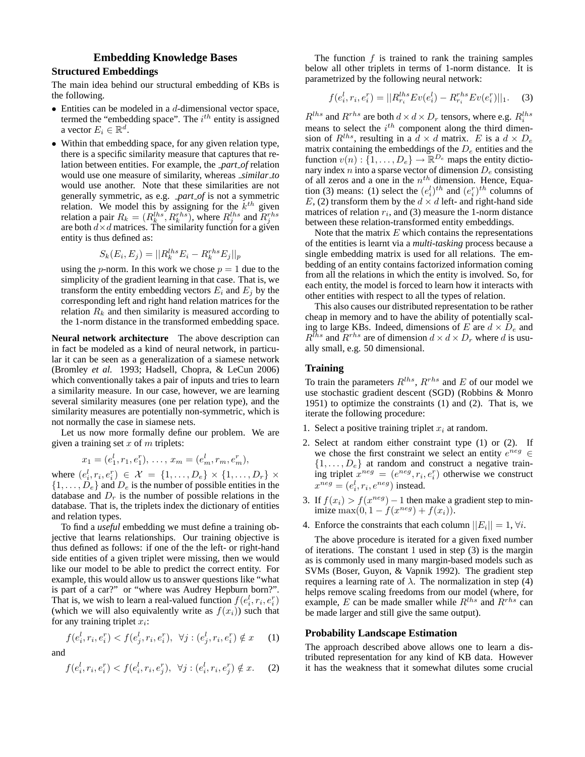# Embedding Knowledge Bases

## Structured Embeddings

The main idea behind our structural embedding of KBs is the following.

- Entities can be modeled in a $d$-dimensional vector space, termed the "embedding space". The $i^{th}$ entity is assigned a vector $E_i \in \mathbb{R}^d$.
- Within that embedding space, for any given relation type, there is a specific similarity measure that captures that relation between entities. For example, the *_part_of* relation would use one measure of similarity, whereas *_similar_to* would use another. Note that these similarities are not generally symmetric, as e.g. *_part_of* is not a symmetric relation. We model this by assigning for the $k^{th}$ given relation a pair $R_k = (R_k^{lhs}, R_k^{rhs})$, where $R_j^{lhs}$ and $R_j^{rhs}$ are both $d \times d$ matrices. The similarity function for a given entity is thus defined as:

$$S_k(E_i, E_j) = ||R_k^{lhs} E_i - R_k^{rhs} E_j||_p$$

using the $p$-norm. In this work we chose $p = 1$ due to the simplicity of the gradient learning in that case. That is, we transform the entity embedding vectors $E_i$ and $E_j$ by the corresponding left and right hand relation matrices for the relation $R_k$ and then similarity is measured according to the 1-norm distance in the transformed embedding space.

**Neural network architecture** The above description can in fact be modeled as a kind of neural network, in particular it can be seen as a generalization of a siamese network (Bromley *et al.* 1993; Hadsell, Chopra, & LeCun 2006) which conventionally takes a pair of inputs and tries to learn a similarity measure. In our case, however, we are learning several similarity measures (one per relation type), and the similarity measures are potentially non-symmetric, which is not normally the case in siamese nets.

Let us now more formally define our problem. We are given a training set $x$ of $m$ triplets:

$$x_1 = (e_1^l, r_1, e_1^r), \ldots, x_m = (e_m^l, r_m, e_m^r),$$

where $(e_i^l, r_i, e_i^r) \in \mathcal{X} = \{1, \ldots, D_e\} \times \{1, \ldots, D_r\} \times \{1, \ldots, D_e\}$ and $D_e$ is the number of possible entities in the database and $D_r$ is the number of possible relations in the database. That is, the triplets index the dictionary of entities and relation types.

To find a *useful* embedding we must define a training objective that learns relationships. Our training objective is thus defined as follows: if one of the the left- or right-hand side entities of a given triplet were missing, then we would like our model to be able to predict the correct entity. For example, this would allow us to answer questions like "what is part of a car?" or "where was Audrey Hepburn born?". That is, we wish to learn a real-valued function $f(e_i^l, r_i, e_i^r)$ (which we will also equivalently write as $f(x_i)$) such that for any training triplet $x_i$:

$$f(e_i^l, r_i, e_i^r) < f(e_j^l, r_i, e_i^r), \;\; \forall j : (e_j^l, r_i, e_i^r) \notin x \quad (1)$$

and

$$f(e_i^l, r_i, e_i^r) < f(e_i^l, r_i, e_j^r), \;\; \forall j : (e_i^l, r_i, e_j^r) \notin x. \quad (2)$$

The function $f$ is trained to rank the training samples below all other triplets in terms of 1-norm distance. It is parametrized by the following neural network:

$$f(e_i^l, r_i, e_i^r) = ||R_{r_i}^{lhs} E v(e_i^l) - R_{r_i}^{rhs} E v(e_i^r)||_1. \quad (3)$$

$R^{lhs}$ and $R^{rhs}$ are both $d \times d \times D_r$ tensors, where e.g. $R_i^{lhs}$ means to select the $i^{th}$ component along the third dimension of $R^{lhs}$, resulting in a $d \times d$ matrix. $E$ is a $d \times D_e$ matrix containing the embeddings of the $D_e$ entities and the function $v(n) : \{1, \ldots, D_e\} \rightarrow \mathbb{R}^{D_e}$ maps the entity dictionary index $n$ into a sparse vector of dimension $D_e$ consisting of all zeros and a one in the $n^{th}$ dimension. Hence, Equation (3) means: (1) select the $(e_i^l)^{th}$ and $(e_i^r)^{th}$ columns of $E$, (2) transform them by the $d \times d$ left- and right-hand side matrices of relation $r_i$, and (3) measure the 1-norm distance between these relation-transformed entity embeddings.

Note that the matrix $E$ which contains the representations of the entities is learnt via a *multi-tasking* process because a single embedding matrix is used for all relations. The embedding of an entity contains factorized information coming from all the relations in which the entity is involved. So, for each entity, the model is forced to learn how it interacts with other entities with respect to all the types of relation.

This also causes our distributed representation to be rather cheap in memory and to have the ability of potentially scaling to large KBs. Indeed, dimensions of $E$ are $d \times D_e$ and $R^{lhs}$ and $R^{rhs}$ are of dimension $d \times d \times D_r$ where $d$ is usually small, e.g. 50 dimensional.

## Training

To train the parameters $R^{lhs}$, $R^{rhs}$ and $E$ of our model we use stochastic gradient descent (SGD) (Robbins & Monro 1951) to optimize the constraints (1) and (2). That is, we iterate the following procedure:

1. Select a positive training triplet $x_i$ at random.
2. Select at random either constraint type (1) or (2). If we chose the first constraint we select an entity $e^{neg} \in \{1, \ldots, D_e\}$ at random and construct a negative training triplet $x^{neg} = (e^{neg}, r_i, e_i^r)$ otherwise we construct $x^{neg} = (e_i^l, r_i, e^{neg})$ instead.
3. If $f(x_i) > f(x^{neg}) - 1$ then make a gradient step to minimize $\max(0, 1 - f(x^{neg}) + f(x_i))$.
4. Enforce the constraints that each column $||E_i|| = 1, \forall i$.

The above procedure is iterated for a given fixed number of iterations. The constant 1 used in step (3) is the margin as is commonly used in many margin-based models such as SVMs (Boser, Guyon, & Vapnik 1992). The gradient step requires a learning rate of $\lambda$. The normalization in step (4) helps remove scaling freedoms from our model (where, for example, $E$ can be made smaller while $R^{lhs}$ and $R^{rhs}$ can be made larger and still give the same output).

## Probability Landscape Estimation

The approach described above allows one to learn a distributed representation for any kind of KB data. However it has the weakness that it somewhat dilutes some crucial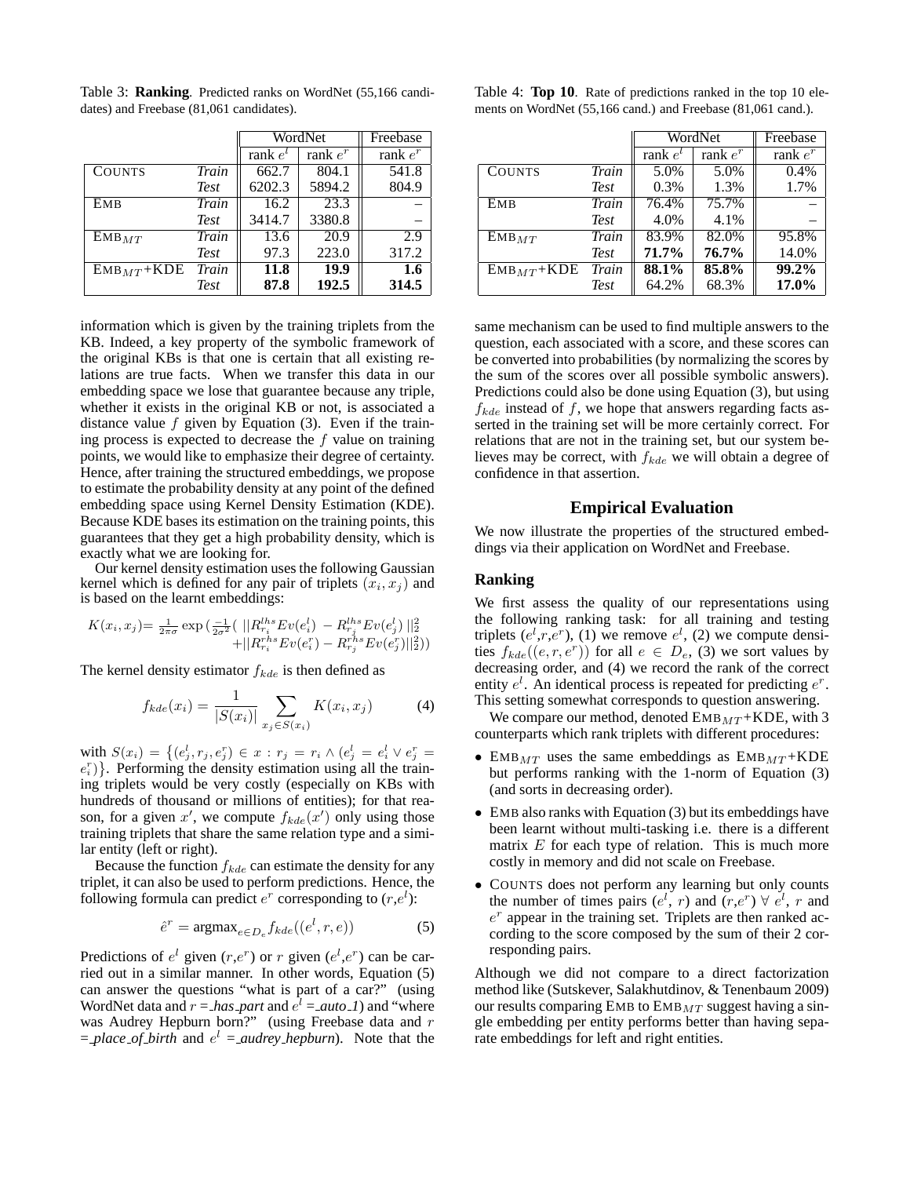Table 3: **Ranking**. Predicted ranks on WordNet (55,166 candidates) and Freebase (81,061 candidates).

| | | WordNet | | Freebase |
|---|---|---|---|---|
| | | rank $e^l$ | rank $e^r$ | rank $e^r$ |
| COUNTS | *Train* | 662.7 | 804.1 | 541.8 |
| | *Test* | 6202.3 | 5894.2 | 804.9 |
| EMB | *Train* | 16.2 | 23.3 | – |
| | *Test* | 3414.7 | 3380.8 | – |
| EMB$_{MT}$ | *Train* | 13.6 | 20.9 | 2.9 |
| | *Test* | 97.3 | 223.0 | 317.2 |
| EMB$_{MT}$+KDE | *Train* | **11.8** | **19.9** | **1.6** |
| | *Test* | **87.8** | **192.5** | **314.5** |

Table 4: **Top 10**. Rate of predictions ranked in the top 10 elements on WordNet (55,166 cand.) and Freebase (81,061 cand.).

| | | WordNet | | Freebase |
|---|---|---|---|---|
| | | rank $e^l$ | rank $e^r$ | rank $e^r$ |
| COUNTS | *Train* | 5.0% | 5.0% | 0.4% |
| | *Test* | 0.3% | 1.3% | 1.7% |
| EMB | *Train* | 76.4% | 75.7% | – |
| | *Test* | 4.0% | 4.1% | – |
| EMB$_{MT}$ | *Train* | 83.9% | 82.0% | 95.8% |
| | *Test* | **71.7%** | **76.7%** | 14.0% |
| EMB$_{MT}$+KDE | *Train* | **88.1%** | **85.8%** | **99.2%** |
| | *Test* | 64.2% | 68.3% | **17.0%** |

information which is given by the training triplets from the KB. Indeed, a key property of the symbolic framework of the original KBs is that one is certain that all existing relations are true facts. When we transfer this data in our embedding space we lose that guarantee because any triple, whether it exists in the original KB or not, is associated a distance value $f$ given by Equation (3). Even if the training process is expected to decrease the $f$ value on training points, we would like to emphasize their degree of certainty. Hence, after training the structured embeddings, we propose to estimate the probability density at any point of the defined embedding space using Kernel Density Estimation (KDE). Because KDE bases its estimation on the training points, this guarantees that they get a high probability density, which is exactly what we are looking for.

Our kernel density estimation uses the following Gaussian kernel which is defined for any pair of triplets $(x_i, x_j)$ and is based on the learnt embeddings:

$$K(x_i, x_j) = \frac{1}{2\pi\sigma}\exp\big(\frac{-1}{2\sigma^2}\big( ||R^{lhs}_{r_i}Ev(e^l_i) - R^{lhs}_{r_j}Ev(e^l_j)||^2_2 + ||R^{rhs}_{r_i}Ev(e^r_i) - R^{rhs}_{r_j}Ev(e^r_j)||^2_2\big)\big)$$

The kernel density estimator $f_{kde}$ is then defined as

$$f_{kde}(x_i) = \frac{1}{|S(x_i)|}\sum_{x_j \in S(x_i)} K(x_i, x_j) \qquad (4)$$

with $S(x_i) = \{(e^l_j, r_j, e^r_j) \in x : r_j = r_i \wedge (e^l_j = e^l_i \vee e^r_j = e^r_i)\}$. Performing the density estimation using all the training triplets would be very costly (especially on KBs with hundreds of thousand or millions of entities); for that reason, for a given $x'$, we compute $f_{kde}(x')$ only using those training triplets that share the same relation type and a similar entity (left or right).

Because the function $f_{kde}$ can estimate the density for any triplet, it can also be used to perform predictions. Hence, the following formula can predict $e^r$ corresponding to $(r, e^l)$:

$$\hat{e}^r = \text{argmax}_{e \in D_e} f_{kde}((e^l, r, e)) \qquad (5)$$

Predictions of $e^l$ given $(r, e^r)$ or $r$ given $(e^l, e^r)$ can be carried out in a similar manner. In other words, Equation (5) can answer the questions "what is part of a car?" (using WordNet data and $r$ = *_has_part* and $e^l$ = *_auto_1*) and "where was Audrey Hepburn born?" (using Freebase data and $r$ = *_place_of_birth* and $e^l$ = *_audrey_hepburn*). Note that the same mechanism can be used to find multiple answers to the question, each associated with a score, and these scores can be converted into probabilities (by normalizing the scores by the sum of the scores over all possible symbolic answers). Predictions could also be done using Equation (3), but using $f_{kde}$ instead of $f$, we hope that answers regarding facts asserted in the training set will be more certainly correct. For relations that are not in the training set, but our system believes may be correct, with $f_{kde}$ we will obtain a degree of confidence in that assertion.

## Empirical Evaluation

We now illustrate the properties of the structured embeddings via their application on WordNet and Freebase.

### Ranking

We first assess the quality of our representations using the following ranking task: for all training and testing triplets $(e^l, r, e^r)$, (1) we remove $e^l$, (2) we compute densities $f_{kde}((e, r, e^r))$ for all $e \in D_e$, (3) we sort values by decreasing order, and (4) we record the rank of the correct entity $e^l$. An identical process is repeated for predicting $e^r$. This setting somewhat corresponds to question answering.

We compare our method, denoted EMB$_{MT}$+KDE, with 3 counterparts which rank triplets with different procedures:

- EMB$_{MT}$ uses the same embeddings as EMB$_{MT}$+KDE but performs ranking with the 1-norm of Equation (3) (and sorts in decreasing order).
- EMB also ranks with Equation (3) but its embeddings have been learnt without multi-tasking i.e. there is a different matrix $E$ for each type of relation. This is much more costly in memory and did not scale on Freebase.
- COUNTS does not perform any learning but only counts the number of times pairs $(e^l, r)$ and $(r, e^r)$ $\forall$ $e^l$, $r$ and $e^r$ appear in the training set. Triplets are then ranked according to the score composed by the sum of their 2 corresponding pairs.

Although we did not compare to a direct factorization method like (Sutskever, Salakhutdinov, & Tenenbaum 2009) our results comparing EMB to EMB$_{MT}$ suggest having a single embedding per entity performs better than having separate embeddings for left and right entities.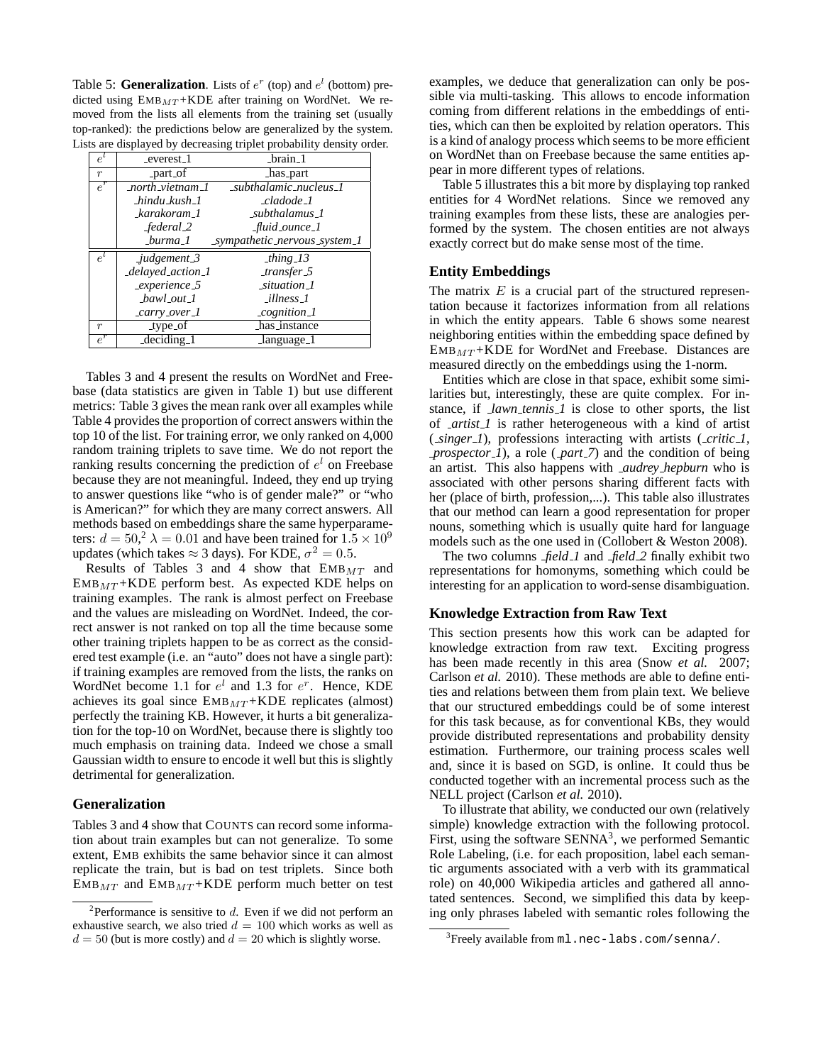Table 5: **Generalization**. Lists of $e^r$ (top) and $e^l$ (bottom) predicted using EMB$_{MT}$+KDE after training on WordNet. We removed from the lists all elements from the training set (usually top-ranked): the predictions below are generalized by the system. Lists are displayed by decreasing triplet probability density order.

| | | |
|---|---|---|
| $e^l$ | _everest_1 | _brain_1 |
| $r$ | _part_of | _has_part |
| $e^r$ | *_north_vietnam_1* | *_subthalamic_nucleus_1* |
| | *_hindu_kush_1* | *_cladode_1* |
| | *_karakoram_1* | *_subthalamus_1* |
| | *_federal_2* | *_fluid_ounce_1* |
| | *_burma_1* | *_sympathetic_nervous_system_1* |
| $e^l$ | *_judgement_3* | *_thing_13* |
| | *_delayed_action_1* | *_transfer_5* |
| | *_experience_5* | *_situation_1* |
| | *_bawl_out_1* | *_illness_1* |
| | *_carry_over_1* | *_cognition_1* |
| $r$ | _type_of | _has_instance |
| $e^r$ | _deciding_1 | _language_1 |

Tables 3 and 4 present the results on WordNet and Freebase (data statistics are given in Table 1) but use different metrics: Table 3 gives the mean rank over all examples while Table 4 provides the proportion of correct answers within the top 10 of the list. For training error, we only ranked on 4,000 random training triplets to save time. We do not report the ranking results concerning the prediction of $e^l$ on Freebase because they are not meaningful. Indeed, they end up trying to answer questions like "who is of gender male?" or "who is American?" for which they are many correct answers. All methods based on embeddings share the same hyperparameters: $d = 50$,[2] $\lambda = 0.01$ and have been trained for $1.5 \times 10^9$ updates (which takes $\approx 3$ days). For KDE, $\sigma^2 = 0.5$.

Results of Tables 3 and 4 show that EMB$_{MT}$ and EMB$_{MT}$+KDE perform best. As expected KDE helps on training examples. The rank is almost perfect on Freebase and the values are misleading on WordNet. Indeed, the correct answer is not ranked on top all the time because some other training triplets happen to be as correct as the considered test example (i.e. an "auto" does not have a single part): if training examples are removed from the lists, the ranks on WordNet become 1.1 for $e^l$ and 1.3 for $e^r$. Hence, KDE achieves its goal since EMB$_{MT}$+KDE replicates (almost) perfectly the training KB. However, it hurts a bit generalization for the top-10 on WordNet, because there is slightly too much emphasis on training data. Indeed we chose a small Gaussian width to ensure to encode it well but this is slightly detrimental for generalization.

## Generalization

Tables 3 and 4 show that COUNTS can record some information about train examples but can not generalize. To some extent, EMB exhibits the same behavior since it can almost replicate the train, but is bad on test triplets. Since both EMB$_{MT}$ and EMB$_{MT}$+KDE perform much better on test examples, we deduce that generalization can only be possible via multi-tasking. This allows to encode information coming from different relations in the embeddings of entities, which can then be exploited by relation operators. This is a kind of analogy process which seems to be more efficient on WordNet than on Freebase because the same entities appear in more different types of relations.

Table 5 illustrates this a bit more by displaying top ranked entities for 4 WordNet relations. Since we removed any training examples from these lists, these are analogies performed by the system. The chosen entities are not always exactly correct but do make sense most of the time.

## Entity Embeddings

The matrix $E$ is a crucial part of the structured representation because it factorizes information from all relations in which the entity appears. Table 6 shows some nearest neighboring entities within the embedding space defined by EMB$_{MT}$+KDE for WordNet and Freebase. Distances are measured directly on the embeddings using the 1-norm.

Entities which are close in that space, exhibit some similarities but, interestingly, these are quite complex. For instance, if *_lawn_tennis_1* is close to other sports, the list of *_artist_1* is rather heterogeneous with a kind of artist (*_singer_1*), professions interacting with artists (*_critic_1*, *_prospector_1*), a role (*_part_7*) and the condition of being an artist. This also happens with *_audrey_hepburn* who is associated with other persons sharing different facts with her (place of birth, profession,...). This table also illustrates that our method can learn a good representation for proper nouns, something which is usually quite hard for language models such as the one used in (Collobert & Weston 2008).

The two columns *_field_1* and *_field_2* finally exhibit two representations for homonyms, something which could be interesting for an application to word-sense disambiguation.

## Knowledge Extraction from Raw Text

This section presents how this work can be adapted for knowledge extraction from raw text. Exciting progress has been made recently in this area (Snow *et al.* 2007; Carlson *et al.* 2010). These methods are able to define entities and relations between them from plain text. We believe that our structured embeddings could be of some interest for this task because, as for conventional KBs, they would provide distributed representations and probability density estimation. Furthermore, our training process scales well and, since it is based on SGD, is online. It could thus be conducted together with an incremental process such as the NELL project (Carlson *et al.* 2010).

To illustrate that ability, we conducted our own (relatively simple) knowledge extraction with the following protocol. First, using the software SENNA[3], we performed Semantic Role Labeling, (i.e. for each proposition, label each semantic arguments associated with a verb with its grammatical role) on 40,000 Wikipedia articles and gathered all annotated sentences. Second, we simplified this data by keeping only phrases labeled with semantic roles following the

[2] Performance is sensitive to $d$. Even if we did not perform an exhaustive search, we also tried $d = 100$ which works as well as $d = 50$ (but is more costly) and $d = 20$ which is slightly worse.

[3] Freely available from `ml.nec-labs.com/senna/`.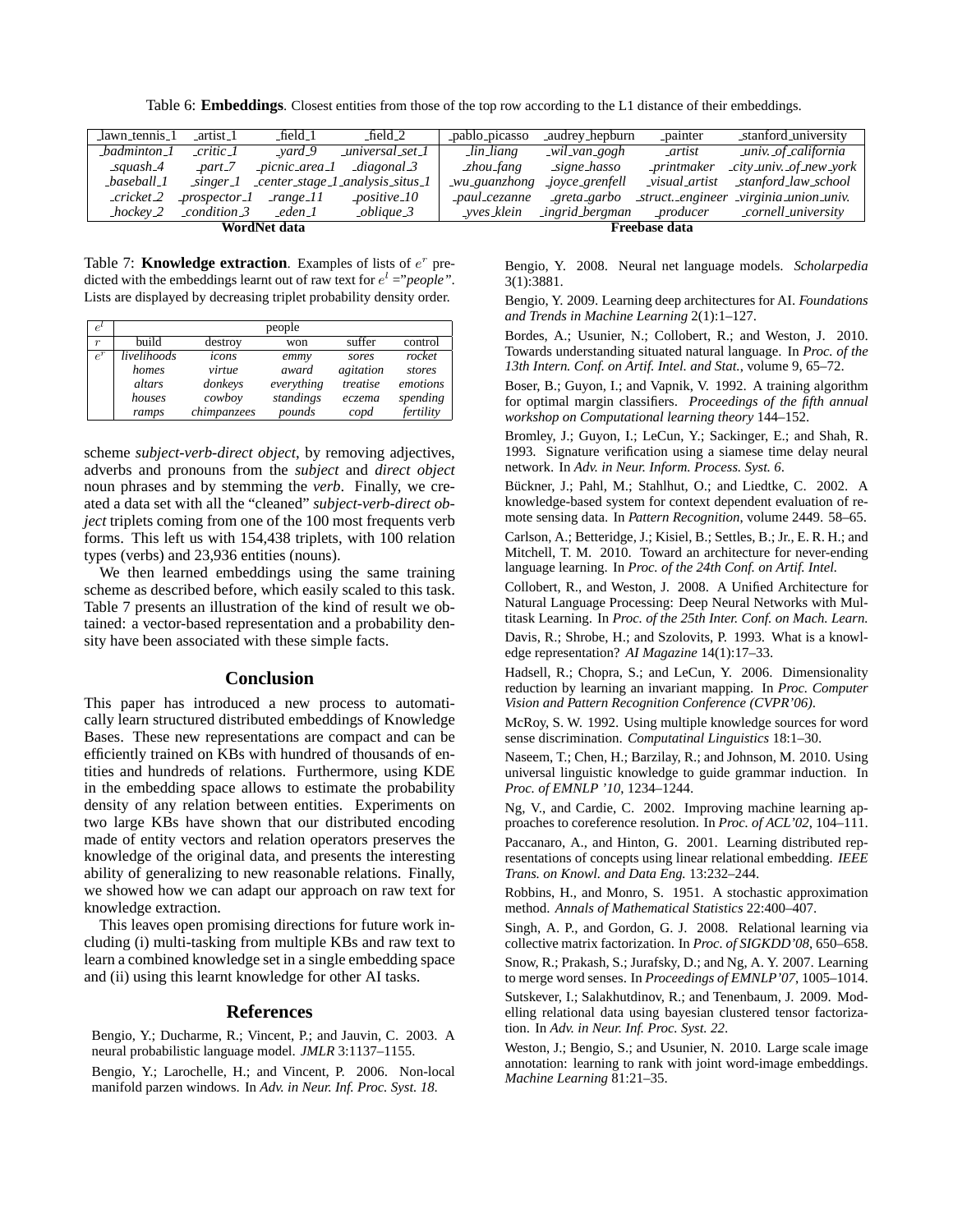Table 6: **Embeddings**. Closest entities from those of the top row according to the L1 distance of their embeddings.

| _lawn_tennis_1 | _artist_1 | _field_1 | _field_2 | _pablo_picasso | _audrey_hepburn | _painter | _stanford_university |
|---|---|---|---|---|---|---|---|
| *_badminton_1* | *_critic_1* | *_yard_9* | *_universal_set_1* | *_lin_liang* | *_wil_van_gogh* | *_artist* | *_univ._of_california* |
| *_squash_4* | *_part_7* | *_picnic_area_1* | *_diagonal_3* | *_zhou_fang* | *_signe_hasso* | *_printmaker* | *_city_univ._of_new_york* |
| *_baseball_1* | *_singer_1* | *_center_stage_1* | *_analysis_situs_1* | *_wu_guanzhong* | *_joyce_grenfell* | *_visual_artist* | *_stanford_law_school* |
| *_cricket_2* | *_prospector_1* | *_range_11* | *_positive_10* | *_paul_cezanne* | *_greta_garbo* | *_struct._engineer* | *_virginia_union_univ.* |
| *_hockey_2* | *_condition_3* | *_eden_1* | *_oblique_3* | *_yves_klein* | *_ingrid_bergman* | *_producer* | *_cornell_university* |
| **WordNet data** | | | | **Freebase data** | | | |

Table 7: **Knowledge extraction**. Examples of lists of $e^r$ predicted with the embeddings learnt out of raw text for $e^l$ ="*people*". Lists are displayed by decreasing triplet probability density order.

| $e^l$ | people | | | | |
|---|---|---|---|---|---|
| $r$ | build | destroy | won | suffer | control |
| $e^r$ | *livelihoods* | *icons* | *emmy* | *sores* | *rocket* |
| | *homes* | *virtue* | *award* | *agitation* | *stores* |
| | *altars* | *donkeys* | *everything* | *treatise* | *emotions* |
| | *houses* | *cowboy* | *standings* | *eczema* | *spending* |
| | *ramps* | *chimpanzees* | *pounds* | *copd* | *fertility* |

scheme *subject-verb-direct object*, by removing adjectives, adverbs and pronouns from the *subject* and *direct object* noun phrases and by stemming the *verb*. Finally, we created a data set with all the "cleaned" *subject-verb-direct object* triplets coming from one of the 100 most frequents verb forms. This left us with 154,438 triplets, with 100 relation types (verbs) and 23,936 entities (nouns).

We then learned embeddings using the same training scheme as described before, which easily scaled to this task. Table 7 presents an illustration of the kind of result we obtained: a vector-based representation and a probability density have been associated with these simple facts.

## Conclusion

This paper has introduced a new process to automatically learn structured distributed embeddings of Knowledge Bases. These new representations are compact and can be efficiently trained on KBs with hundred of thousands of entities and hundreds of relations. Furthermore, using KDE in the embedding space allows to estimate the probability density of any relation between entities. Experiments on two large KBs have shown that our distributed encoding made of entity vectors and relation operators preserves the knowledge of the original data, and presents the interesting ability of generalizing to new reasonable relations. Finally, we showed how we can adapt our approach on raw text for knowledge extraction.

This leaves open promising directions for future work including (i) multi-tasking from multiple KBs and raw text to learn a combined knowledge set in a single embedding space and (ii) using this learnt knowledge for other AI tasks.

## References

Bengio, Y.; Ducharme, R.; Vincent, P.; and Jauvin, C. 2003. A neural probabilistic language model. *JMLR* 3:1137–1155.

Bengio, Y.; Larochelle, H.; and Vincent, P. 2006. Non-local manifold parzen windows. In *Adv. in Neur. Inf. Proc. Syst. 18*.

Bengio, Y. 2008. Neural net language models. *Scholarpedia* 3(1):3881.

Bengio, Y. 2009. Learning deep architectures for AI. *Foundations and Trends in Machine Learning* 2(1):1–127.

Bordes, A.; Usunier, N.; Collobert, R.; and Weston, J. 2010. Towards understanding situated natural language. In *Proc. of the 13th Intern. Conf. on Artif. Intel. and Stat.*, volume 9, 65–72.

Boser, B.; Guyon, I.; and Vapnik, V. 1992. A training algorithm for optimal margin classifiers. *Proceedings of the fifth annual workshop on Computational learning theory* 144–152.

Bromley, J.; Guyon, I.; LeCun, Y.; Sackinger, E.; and Shah, R. 1993. Signature verification using a siamese time delay neural network. In *Adv. in Neur. Inform. Process. Syst. 6*.

Bückner, J.; Pahl, M.; Stahlhut, O.; and Liedtke, C. 2002. A knowledge-based system for context dependent evaluation of remote sensing data. In *Pattern Recognition*, volume 2449. 58–65.

Carlson, A.; Betteridge, J.; Kisiel, B.; Settles, B.; Jr., E. R. H.; and Mitchell, T. M. 2010. Toward an architecture for never-ending language learning. In *Proc. of the 24th Conf. on Artif. Intel.*

Collobert, R., and Weston, J. 2008. A Unified Architecture for Natural Language Processing: Deep Neural Networks with Multitask Learning. In *Proc. of the 25th Inter. Conf. on Mach. Learn.*

Davis, R.; Shrobe, H.; and Szolovits, P. 1993. What is a knowledge representation? *AI Magazine* 14(1):17–33.

Hadsell, R.; Chopra, S.; and LeCun, Y. 2006. Dimensionality reduction by learning an invariant mapping. In *Proc. Computer Vision and Pattern Recognition Conference (CVPR'06)*.

McRoy, S. W. 1992. Using multiple knowledge sources for word sense discrimination. *Computatinal Linguistics* 18:1–30.

Naseem, T.; Chen, H.; Barzilay, R.; and Johnson, M. 2010. Using universal linguistic knowledge to guide grammar induction. In *Proc. of EMNLP '10*, 1234–1244.

Ng, V., and Cardie, C. 2002. Improving machine learning approaches to coreference resolution. In *Proc. of ACL'02*, 104–111.

Paccanaro, A., and Hinton, G. 2001. Learning distributed representations of concepts using linear relational embedding. *IEEE Trans. on Knowl. and Data Eng.* 13:232–244.

Robbins, H., and Monro, S. 1951. A stochastic approximation method. *Annals of Mathematical Statistics* 22:400–407.

Singh, A. P., and Gordon, G. J. 2008. Relational learning via collective matrix factorization. In *Proc. of SIGKDD'08*, 650–658.

Snow, R.; Prakash, S.; Jurafsky, D.; and Ng, A. Y. 2007. Learning to merge word senses. In *Proceedings of EMNLP'07*, 1005–1014.

Sutskever, I.; Salakhutdinov, R.; and Tenenbaum, J. 2009. Modelling relational data using bayesian clustered tensor factorization. In *Adv. in Neur. Inf. Proc. Syst. 22*.

Weston, J.; Bengio, S.; and Usunier, N. 2010. Large scale image annotation: learning to rank with joint word-image embeddings. *Machine Learning* 81:21–35.